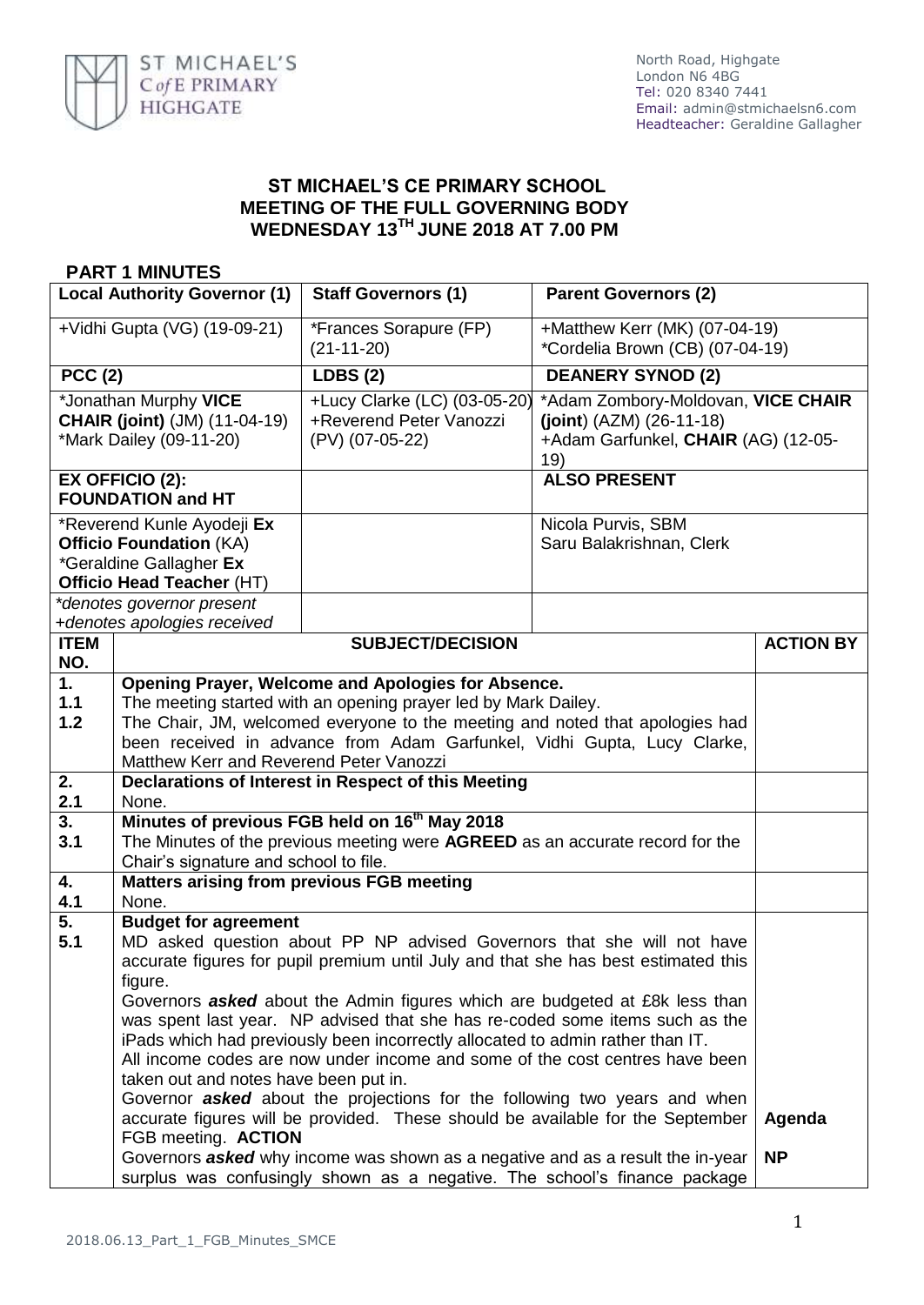ST MICHAEL'S C of E PRIMARY HIGHGATE

North Road, Highgate
London N6 4BG
Tel: 020 8340 7441
Email: admin@stmichaelsn6.com
Headteacher: Geraldine Gallagher

# ST MICHAEL'S CE PRIMARY SCHOOL
# MEETING OF THE FULL GOVERNING BODY
# WEDNESDAY 13TH JUNE 2018 AT 7.00 PM

## PART 1 MINUTES

| Local Authority Governor (1) | Staff Governors (1) | Parent Governors (2) |
|---|---|---|
| +Vidhi Gupta (VG) (19-09-21) | *Frances Sorapure (FP) (21-11-20) | +Matthew Kerr (MK) (07-04-19)<br>*Cordelia Brown (CB) (07-04-19) |
| **PCC (2)** | **LDBS (2)** | **DEANERY SYNOD (2)** |
| *Jonathan Murphy **VICE CHAIR (joint)** (JM) (11-04-19)<br>*Mark Dailey (09-11-20) | +Lucy Clarke (LC) (03-05-20)<br>+Reverend Peter Vanozzi (PV) (07-05-22) | *Adam Zombory-Moldovan, **VICE CHAIR (joint)** (AZM) (26-11-18)<br>+Adam Garfunkel, **CHAIR** (AG) (12-05-19) |
| **EX OFFICIO (2): FOUNDATION and HT** | | **ALSO PRESENT** |
| *Reverend Kunle Ayodeji **Ex Officio Foundation** (KA)<br>*Geraldine Gallagher **Ex Officio Head Teacher** (HT) | | Nicola Purvis, SBM<br>Saru Balakrishnan, Clerk |
| *\*denotes governor present*<br>*+denotes apologies received* | | |

| ITEM NO. | SUBJECT/DECISION | ACTION BY |
|---|---|---|
| **1.** | **Opening Prayer, Welcome and Apologies for Absence.** | |
| **1.1** | The meeting started with an opening prayer led by Mark Dailey. | |
| **1.2** | The Chair, JM, welcomed everyone to the meeting and noted that apologies had been received in advance from Adam Garfunkel, Vidhi Gupta, Lucy Clarke, Matthew Kerr and Reverend Peter Vanozzi | |
| **2.** | **Declarations of Interest in Respect of this Meeting** | |
| **2.1** | None. | |
| **3.** | **Minutes of previous FGB held on 16th May 2018** | |
| **3.1** | The Minutes of the previous meeting were **AGREED** as an accurate record for the Chair's signature and school to file. | |
| **4.** | **Matters arising from previous FGB meeting** | |
| **4.1** | None. | |
| **5.** | **Budget for agreement** | |
| **5.1** | MD asked question about PP NP advised Governors that she will not have accurate figures for pupil premium until July and that she has best estimated this figure.<br>Governors ***asked*** about the Admin figures which are budgeted at £8k less than was spent last year. NP advised that she has re-coded some items such as the iPads which had previously been incorrectly allocated to admin rather than IT.<br>All income codes are now under income and some of the cost centres have been taken out and notes have been put in.<br>Governor ***asked*** about the projections for the following two years and when accurate figures will be provided. These should be available for the September FGB meeting. **ACTION**<br>Governors ***asked*** why income was shown as a negative and as a result the in-year surplus was confusingly shown as a negative. The school's finance package | **Agenda**<br><br>**NP** |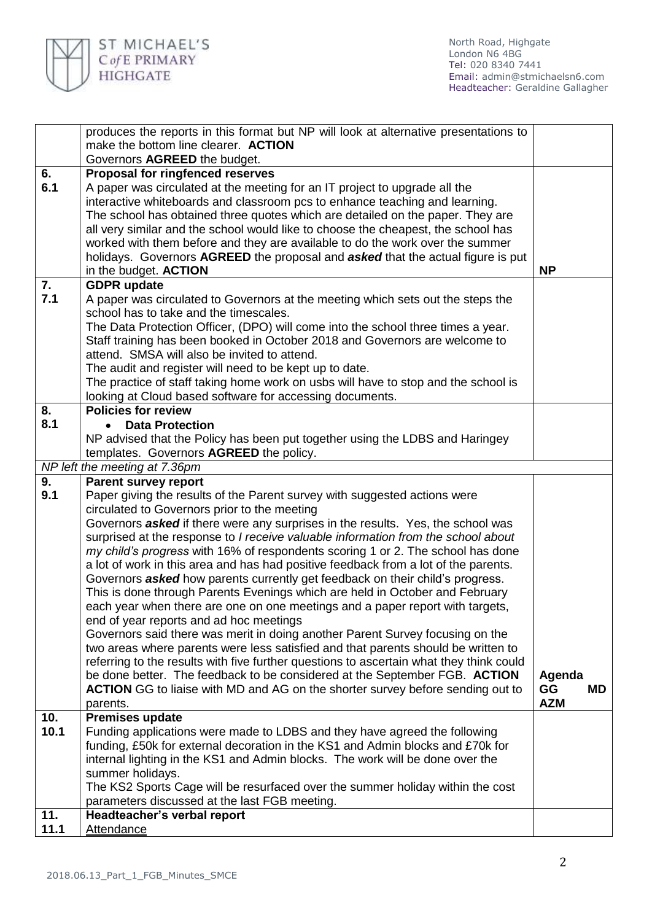| | | |
|---|---|---|
| | produces the reports in this format but NP will look at alternative presentations to make the bottom line clearer. **ACTION**<br>Governors **AGREED** the budget. | |
| **6.**<br>**6.1** | **Proposal for ringfenced reserves**<br>A paper was circulated at the meeting for an IT project to upgrade all the interactive whiteboards and classroom pcs to enhance teaching and learning. The school has obtained three quotes which are detailed on the paper. They are all very similar and the school would like to choose the cheapest, the school has worked with them before and they are available to do the work over the summer holidays. Governors **AGREED** the proposal and ***asked*** that the actual figure is put in the budget. **ACTION** | **NP** |
| **7.**<br>**7.1** | **GDPR update**<br>A paper was circulated to Governors at the meeting which sets out the steps the school has to take and the timescales.<br>The Data Protection Officer, (DPO) will come into the school three times a year. Staff training has been booked in October 2018 and Governors are welcome to attend. SMSA will also be invited to attend.<br>The audit and register will need to be kept up to date.<br>The practice of staff taking home work on usbs will have to stop and the school is looking at Cloud based software for accessing documents. | |
| **8.**<br>**8.1** | **Policies for review**<br>• **Data Protection**<br>NP advised that the Policy has been put together using the LDBS and Haringey templates. Governors **AGREED** the policy. | |
| *NP left the meeting at 7.36pm* | | |
| **9.**<br>**9.1** | **Parent survey report**<br>Paper giving the results of the Parent survey with suggested actions were circulated to Governors prior to the meeting<br>Governors ***asked*** if there were any surprises in the results. Yes, the school was surprised at the response to *I receive valuable information from the school about my child's progress* with 16% of respondents scoring 1 or 2. The school has done a lot of work in this area and has had positive feedback from a lot of the parents.<br>Governors ***asked*** how parents currently get feedback on their child's progress. This is done through Parents Evenings which are held in October and February each year when there are one on one meetings and a paper report with targets, end of year reports and ad hoc meetings<br>Governors said there was merit in doing another Parent Survey focusing on the two areas where parents were less satisfied and that parents should be written to referring to the results with five further questions to ascertain what they think could be done better. The feedback to be considered at the September FGB. **ACTION**<br>**ACTION** GG to liaise with MD and AG on the shorter survey before sending out to parents. | **Agenda**<br>**GG MD AZM** |
| **10.**<br>**10.1** | **Premises update**<br>Funding applications were made to LDBS and they have agreed the following funding, £50k for external decoration in the KS1 and Admin blocks and £70k for internal lighting in the KS1 and Admin blocks. The work will be done over the summer holidays.<br>The KS2 Sports Cage will be resurfaced over the summer holiday within the cost parameters discussed at the last FGB meeting. | |
| **11.**<br>**11.1** | **Headteacher's verbal report**<br><u>Attendance</u> | |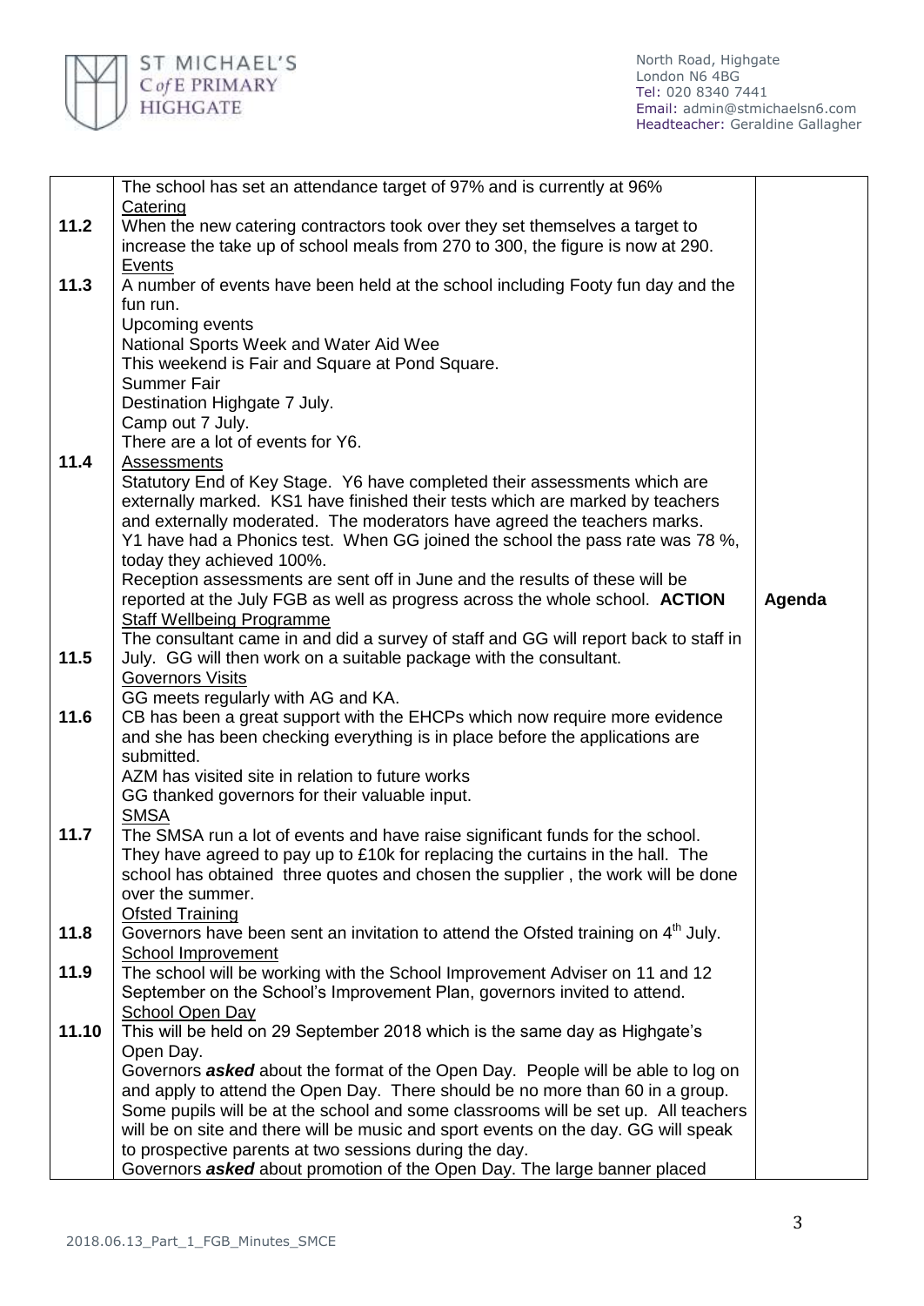| | | |
|---|---|---|
| | The school has set an attendance target of 97% and is currently at 96% | |
| 11.2 | <u>Catering</u><br>When the new catering contractors took over they set themselves a target to increase the take up of school meals from 270 to 300, the figure is now at 290. | |
| 11.3 | <u>Events</u><br>A number of events have been held at the school including Footy fun day and the fun run.<br>Upcoming events<br>National Sports Week and Water Aid Wee<br>This weekend is Fair and Square at Pond Square.<br>Summer Fair<br>Destination Highgate 7 July.<br>Camp out 7 July.<br>There are a lot of events for Y6. | |
| 11.4 | <u>Assessments</u><br>Statutory End of Key Stage. Y6 have completed their assessments which are externally marked. KS1 have finished their tests which are marked by teachers and externally moderated. The moderators have agreed the teachers marks.<br>Y1 have had a Phonics test. When GG joined the school the pass rate was 78 %, today they achieved 100%.<br>Reception assessments are sent off in June and the results of these will be reported at the July FGB as well as progress across the whole school. **ACTION** | **Agenda** |
| 11.5 | <u>Staff Wellbeing Programme</u><br>The consultant came in and did a survey of staff and GG will report back to staff in July. GG will then work on a suitable package with the consultant. | |
| 11.6 | <u>Governors Visits</u><br>GG meets regularly with AG and KA.<br>CB has been a great support with the EHCPs which now require more evidence and she has been checking everything is in place before the applications are submitted.<br>AZM has visited site in relation to future works<br>GG thanked governors for their valuable input. | |
| 11.7 | <u>SMSA</u><br>The SMSA run a lot of events and have raise significant funds for the school. They have agreed to pay up to £10k for replacing the curtains in the hall. The school has obtained three quotes and chosen the supplier , the work will be done over the summer. | |
| 11.8 | <u>Ofsted Training</u><br>Governors have been sent an invitation to attend the Ofsted training on 4th July. | |
| 11.9 | <u>School Improvement</u><br>The school will be working with the School Improvement Adviser on 11 and 12 September on the School's Improvement Plan, governors invited to attend. | |
| 11.10 | <u>School Open Day</u><br>This will be held on 29 September 2018 which is the same day as Highgate's Open Day.<br>Governors ***asked*** about the format of the Open Day. People will be able to log on and apply to attend the Open Day. There should be no more than 60 in a group. Some pupils will be at the school and some classrooms will be set up. All teachers will be on site and there will be music and sport events on the day. GG will speak to prospective parents at two sessions during the day.<br>Governors ***asked*** about promotion of the Open Day. The large banner placed | |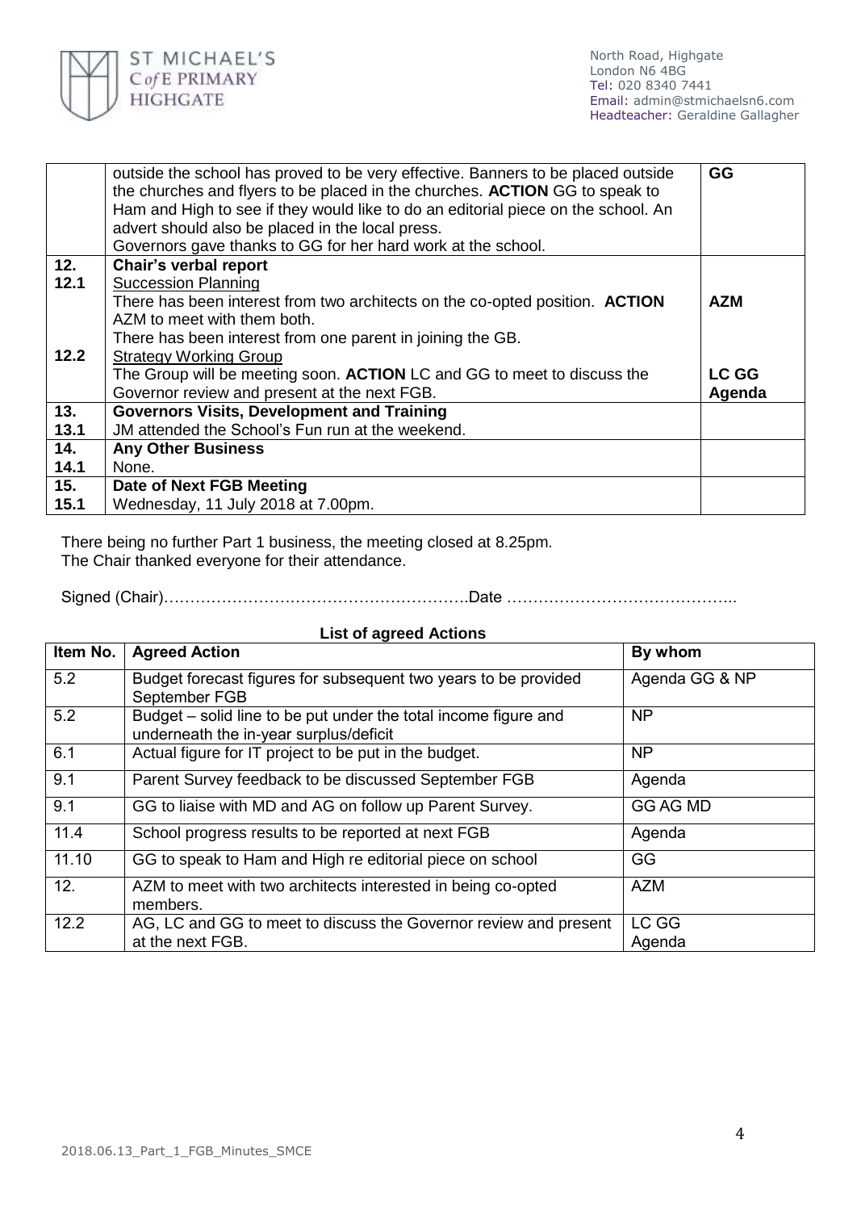| | | |
|---|---|---|
| | outside the school has proved to be very effective. Banners to be placed outside the churches and flyers to be placed in the churches. **ACTION** GG to speak to Ham and High to see if they would like to do an editorial piece on the school. An advert should also be placed in the local press.<br>Governors gave thanks to GG for her hard work at the school. | **GG** |
| **12.**<br>**12.1**<br><br><br><br>**12.2** | **Chair's verbal report**<br>Succession Planning<br>There has been interest from two architects on the co-opted position. **ACTION** AZM to meet with them both.<br>There has been interest from one parent in joining the GB.<br>Strategy Working Group<br>The Group will be meeting soon. **ACTION** LC and GG to meet to discuss the Governor review and present at the next FGB. | <br><br>**AZM**<br><br><br><br>**LC GG**<br>**Agenda** |
| **13.**<br>**13.1** | **Governors Visits, Development and Training**<br>JM attended the School's Fun run at the weekend. | |
| **14.**<br>**14.1** | **Any Other Business**<br>None. | |
| **15.**<br>**15.1** | **Date of Next FGB Meeting**<br>Wednesday, 11 July 2018 at 7.00pm. | |

There being no further Part 1 business, the meeting closed at 8.25pm.
The Chair thanked everyone for their attendance.

Signed (Chair)………………………………………………….Date ……………………………………..

**List of agreed Actions**

| Item No. | Agreed Action | By whom |
|---|---|---|
| 5.2 | Budget forecast figures for subsequent two years to be provided September FGB | Agenda GG & NP |
| 5.2 | Budget – solid line to be put under the total income figure and underneath the in-year surplus/deficit | NP |
| 6.1 | Actual figure for IT project to be put in the budget. | NP |
| 9.1 | Parent Survey feedback to be discussed September FGB | Agenda |
| 9.1 | GG to liaise with MD and AG on follow up Parent Survey. | GG AG MD |
| 11.4 | School progress results to be reported at next FGB | Agenda |
| 11.10 | GG to speak to Ham and High re editorial piece on school | GG |
| 12. | AZM to meet with two architects interested in being co-opted members. | AZM |
| 12.2 | AG, LC and GG to meet to discuss the Governor review and present at the next FGB. | LC GG<br>Agenda |